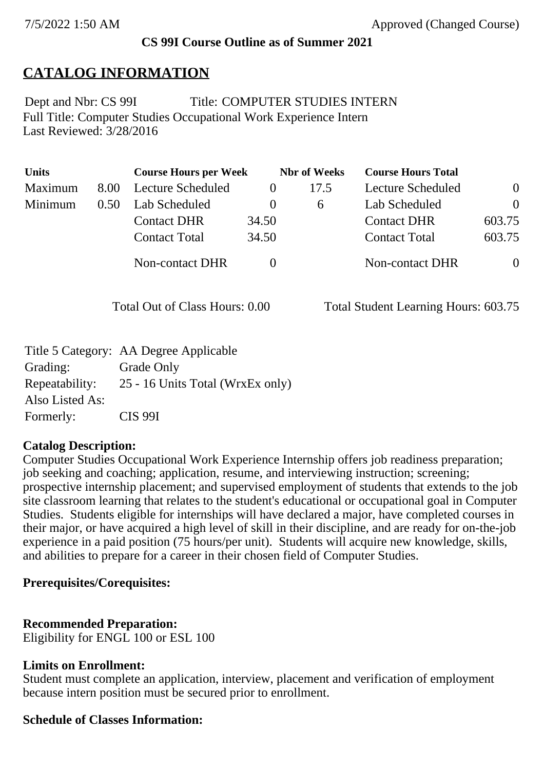7/5/2022 1:50 AM Approved (Changed Course)

**CS 99I Course Outline as of Summer 2021**

# CATALOG INFORMATION

Dept and Nbr: CS 99I Title: COMPUTER STUDIES INTERN
Full Title: Computer Studies Occupational Work Experience Intern
Last Reviewed: 3/28/2016

| Units | | Course Hours per Week | | Nbr of Weeks | Course Hours Total | |
|---|---|---|---|---|---|---|
| Maximum | 8.00 | Lecture Scheduled | 0 | 17.5 | Lecture Scheduled | 0 |
| Minimum | 0.50 | Lab Scheduled | 0 | 6 | Lab Scheduled | 0 |
| | | Contact DHR | 34.50 | | Contact DHR | 603.75 |
| | | Contact Total | 34.50 | | Contact Total | 603.75 |
| | | Non-contact DHR | 0 | | Non-contact DHR | 0 |

Total Out of Class Hours: 0.00 Total Student Learning Hours: 603.75

| | |
|---|---|
| Title 5 Category: | AA Degree Applicable |
| Grading: | Grade Only |
| Repeatability: | 25 - 16 Units Total (WrxEx only) |
| Also Listed As: | |
| Formerly: | CIS 99I |

**Catalog Description:**
Computer Studies Occupational Work Experience Internship offers job readiness preparation; job seeking and coaching; application, resume, and interviewing instruction; screening; prospective internship placement; and supervised employment of students that extends to the job site classroom learning that relates to the student's educational or occupational goal in Computer Studies. Students eligible for internships will have declared a major, have completed courses in their major, or have acquired a high level of skill in their discipline, and are ready for on-the-job experience in a paid position (75 hours/per unit). Students will acquire new knowledge, skills, and abilities to prepare for a career in their chosen field of Computer Studies.

**Prerequisites/Corequisites:**

**Recommended Preparation:**
Eligibility for ENGL 100 or ESL 100

**Limits on Enrollment:**
Student must complete an application, interview, placement and verification of employment because intern position must be secured prior to enrollment.

**Schedule of Classes Information:**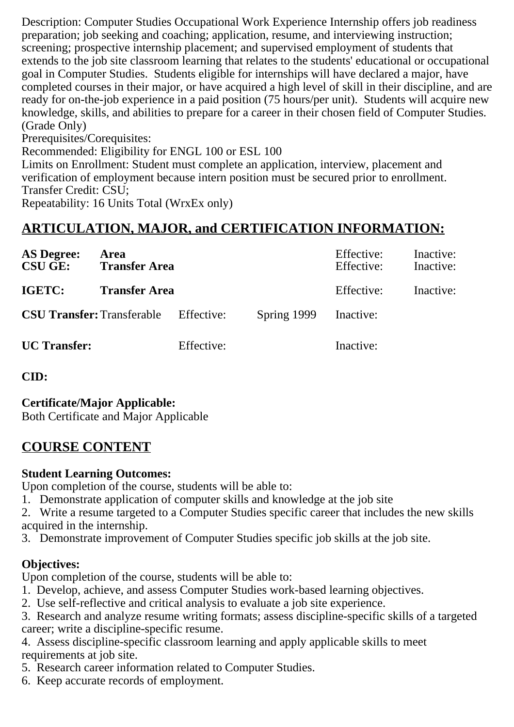Description: Computer Studies Occupational Work Experience Internship offers job readiness preparation; job seeking and coaching; application, resume, and interviewing instruction; screening; prospective internship placement; and supervised employment of students that extends to the job site classroom learning that relates to the students' educational or occupational goal in Computer Studies. Students eligible for internships will have declared a major, have completed courses in their major, or have acquired a high level of skill in their discipline, and are ready for on-the-job experience in a paid position (75 hours/per unit). Students will acquire new knowledge, skills, and abilities to prepare for a career in their chosen field of Computer Studies. (Grade Only)

Prerequisites/Corequisites:

Recommended: Eligibility for ENGL 100 or ESL 100

Limits on Enrollment: Student must complete an application, interview, placement and verification of employment because intern position must be secured prior to enrollment.

Transfer Credit: CSU;

Repeatability: 16 Units Total (WrxEx only)

## ARTICULATION, MAJOR, and CERTIFICATION INFORMATION:

| | | | | | |
|---|---|---|---|---|---|
| **AS Degree:** | **Area** | | | Effective: | Inactive: |
| **CSU GE:** | **Transfer Area** | | | Effective: | Inactive: |
| **IGETC:** | **Transfer Area** | | | Effective: | Inactive: |
| **CSU Transfer:** | Transferable | Effective: | Spring 1999 | Inactive: | |
| **UC Transfer:** | | Effective: | | Inactive: | |

**CID:**

**Certificate/Major Applicable:**
Both Certificate and Major Applicable

## COURSE CONTENT

**Student Learning Outcomes:**
Upon completion of the course, students will be able to:

1. Demonstrate application of computer skills and knowledge at the job site
2. Write a resume targeted to a Computer Studies specific career that includes the new skills acquired in the internship.
3. Demonstrate improvement of Computer Studies specific job skills at the job site.

**Objectives:**
Upon completion of the course, students will be able to:

1. Develop, achieve, and assess Computer Studies work-based learning objectives.
2. Use self-reflective and critical analysis to evaluate a job site experience.
3. Research and analyze resume writing formats; assess discipline-specific skills of a targeted career; write a discipline-specific resume.
4. Assess discipline-specific classroom learning and apply applicable skills to meet requirements at job site.
5. Research career information related to Computer Studies.
6. Keep accurate records of employment.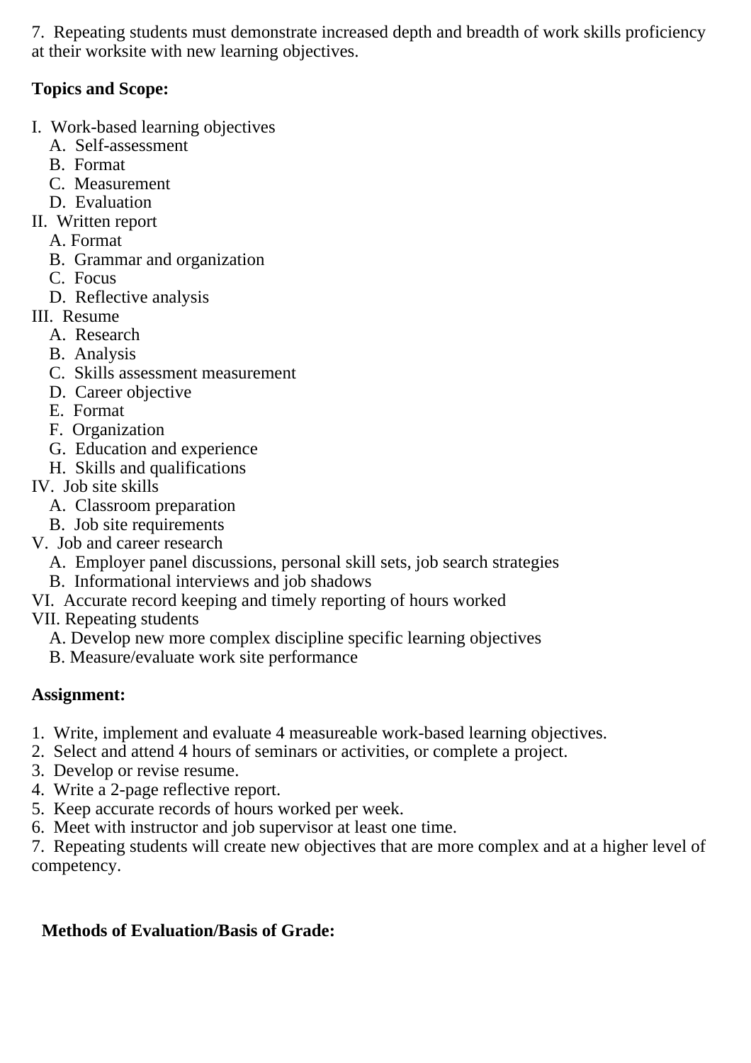7. Repeating students must demonstrate increased depth and breadth of work skills proficiency at their worksite with new learning objectives.

**Topics and Scope:**

I. Work-based learning objectives
   - A. Self-assessment
   - B. Format
   - C. Measurement
   - D. Evaluation

II. Written report
   - A. Format
   - B. Grammar and organization
   - C. Focus
   - D. Reflective analysis

III. Resume
   - A. Research
   - B. Analysis
   - C. Skills assessment measurement
   - D. Career objective
   - E. Format
   - F. Organization
   - G. Education and experience
   - H. Skills and qualifications

IV. Job site skills
   - A. Classroom preparation
   - B. Job site requirements

V. Job and career research
   - A. Employer panel discussions, personal skill sets, job search strategies
   - B. Informational interviews and job shadows

VI. Accurate record keeping and timely reporting of hours worked

VII. Repeating students
   - A. Develop new more complex discipline specific learning objectives
   - B. Measure/evaluate work site performance

**Assignment:**

1. Write, implement and evaluate 4 measureable work-based learning objectives.
2. Select and attend 4 hours of seminars or activities, or complete a project.
3. Develop or revise resume.
4. Write a 2-page reflective report.
5. Keep accurate records of hours worked per week.
6. Meet with instructor and job supervisor at least one time.
7. Repeating students will create new objectives that are more complex and at a higher level of competency.

**Methods of Evaluation/Basis of Grade:**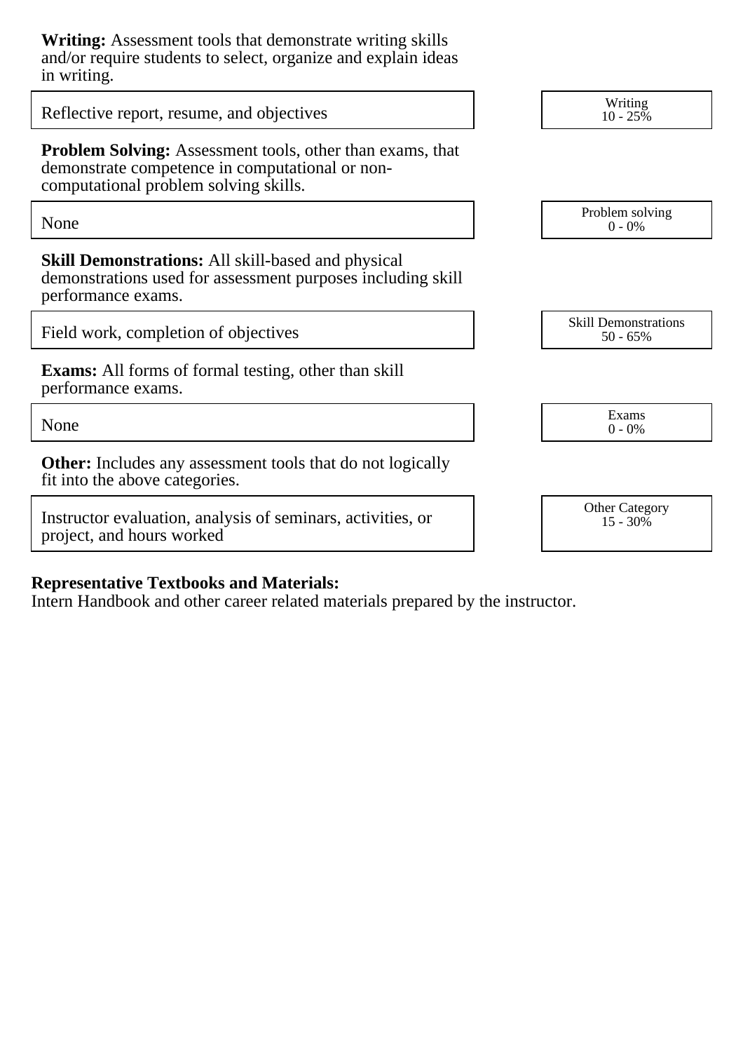**Writing:** Assessment tools that demonstrate writing skills and/or require students to select, organize and explain ideas in writing.

| | |
|---|---|
| Reflective report, resume, and objectives | Writing<br>10 - 25% |

**Problem Solving:** Assessment tools, other than exams, that demonstrate competence in computational or non-computational problem solving skills.

| | |
|---|---|
| None | Problem solving<br>0 - 0% |

**Skill Demonstrations:** All skill-based and physical demonstrations used for assessment purposes including skill performance exams.

| | |
|---|---|
| Field work, completion of objectives | Skill Demonstrations<br>50 - 65% |

**Exams:** All forms of formal testing, other than skill performance exams.

| | |
|---|---|
| None | Exams<br>0 - 0% |

**Other:** Includes any assessment tools that do not logically fit into the above categories.

| | |
|---|---|
| Instructor evaluation, analysis of seminars, activities, or project, and hours worked | Other Category<br>15 - 30% |

**Representative Textbooks and Materials:**
Intern Handbook and other career related materials prepared by the instructor.